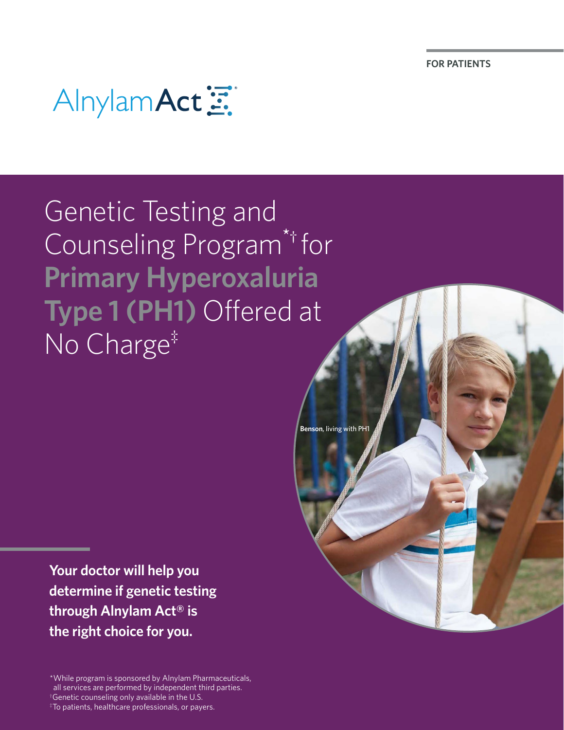FOR PATIENTS

AlnylamAct®

# Genetic Testing and Counseling Program*† for **Primary Hyperoxaluria Type 1 (PH1)** Offered at No Charge‡

**Benson**, living with PH1

**Your doctor will help you determine if genetic testing through Alnylam Act® is the right choice for you.**

*While program is sponsored by Alnylam Pharmaceuticals, all services are performed by independent third parties.
†Genetic counseling only available in the U.S.
‡To patients, healthcare professionals, or payers.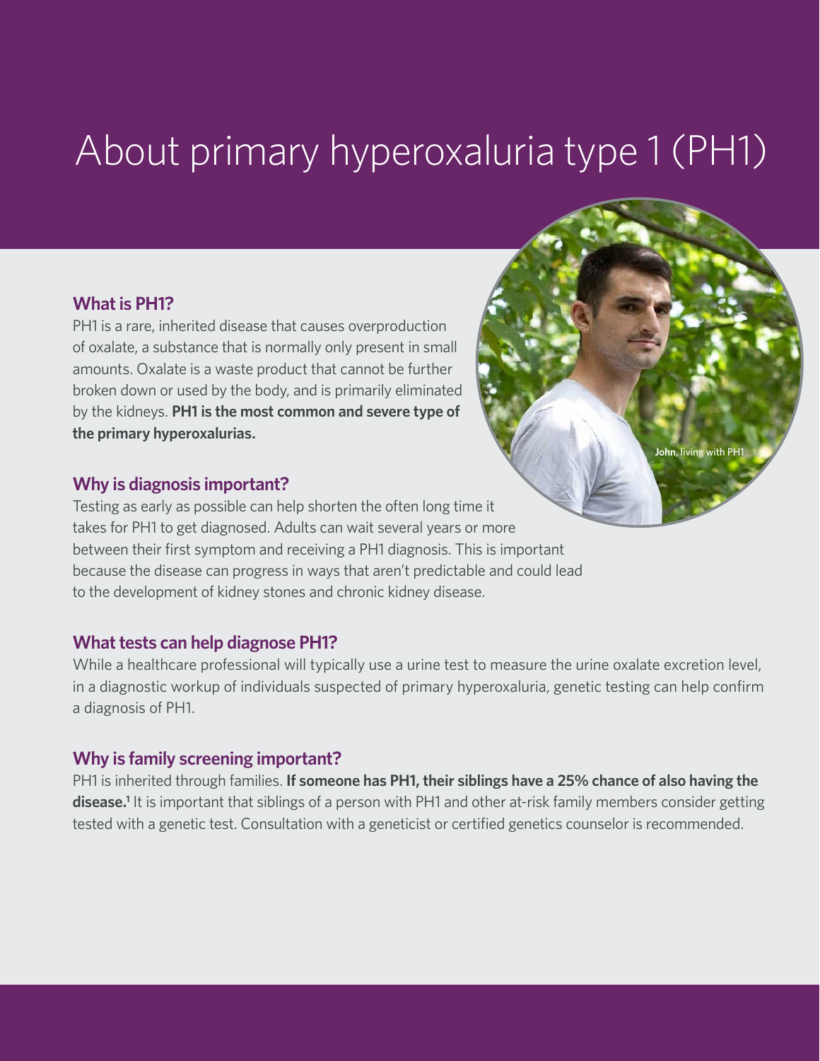# About primary hyperoxaluria type 1 (PH1)

## What is PH1?

PH1 is a rare, inherited disease that causes overproduction of oxalate, a substance that is normally only present in small amounts. Oxalate is a waste product that cannot be further broken down or used by the body, and is primarily eliminated by the kidneys. **PH1 is the most common and severe type of the primary hyperoxalurias.**

**John**, living with PH1

## Why is diagnosis important?

Testing as early as possible can help shorten the often long time it takes for PH1 to get diagnosed. Adults can wait several years or more between their first symptom and receiving a PH1 diagnosis. This is important because the disease can progress in ways that aren't predictable and could lead to the development of kidney stones and chronic kidney disease.

## What tests can help diagnose PH1?

While a healthcare professional will typically use a urine test to measure the urine oxalate excretion level, in a diagnostic workup of individuals suspected of primary hyperoxaluria, genetic testing can help confirm a diagnosis of PH1.

## Why is family screening important?

PH1 is inherited through families. **If someone has PH1, their siblings have a 25% chance of also having the disease.**[1] It is important that siblings of a person with PH1 and other at-risk family members consider getting tested with a genetic test. Consultation with a geneticist or certified genetics counselor is recommended.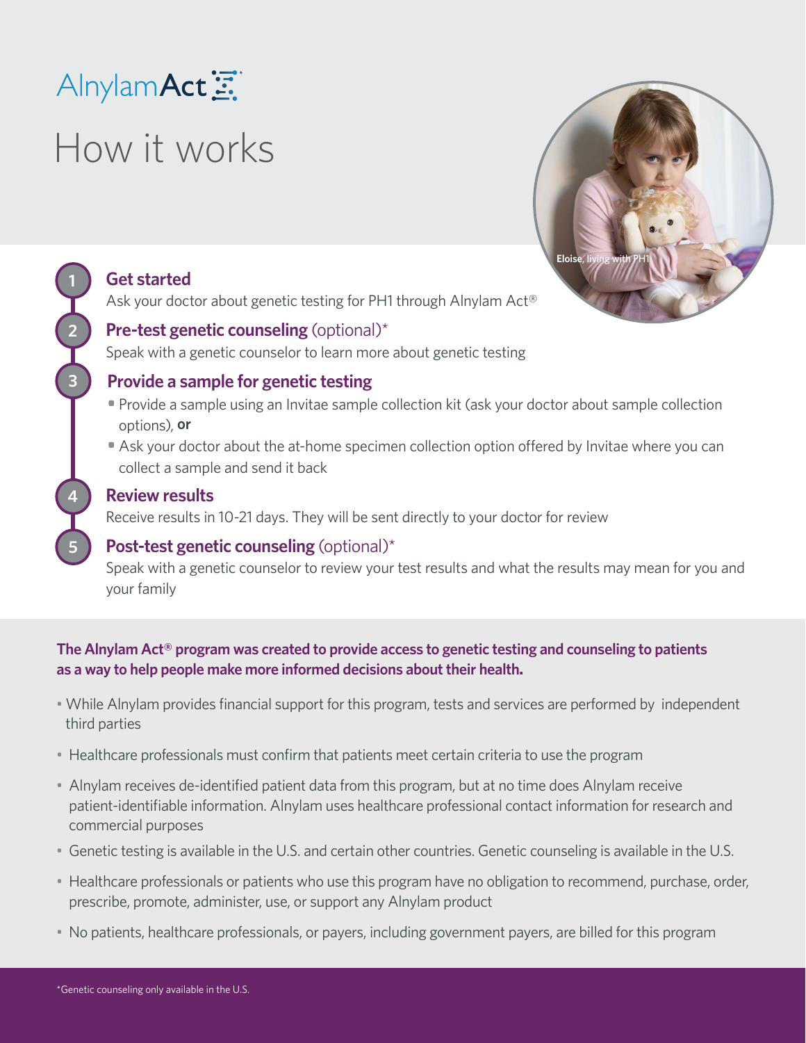AlnylamAct

# How it works

Eloise, living with PH1

1. **Get started**
   Ask your doctor about genetic testing for PH1 through Alnylam Act®

2. **Pre-test genetic counseling** (optional)*
   Speak with a genetic counselor to learn more about genetic testing

3. **Provide a sample for genetic testing**
   - Provide a sample using an Invitae sample collection kit (ask your doctor about sample collection options), **or**
   - Ask your doctor about the at-home specimen collection option offered by Invitae where you can collect a sample and send it back

4. **Review results**
   Receive results in 10-21 days. They will be sent directly to your doctor for review

5. **Post-test genetic counseling** (optional)*
   Speak with a genetic counselor to review your test results and what the results may mean for you and your family

**The Alnylam Act® program was created to provide access to genetic testing and counseling to patients as a way to help people make more informed decisions about their health.**

- While Alnylam provides financial support for this program, tests and services are performed by independent third parties
- Healthcare professionals must confirm that patients meet certain criteria to use the program
- Alnylam receives de-identified patient data from this program, but at no time does Alnylam receive patient-identifiable information. Alnylam uses healthcare professional contact information for research and commercial purposes
- Genetic testing is available in the U.S. and certain other countries. Genetic counseling is available in the U.S.
- Healthcare professionals or patients who use this program have no obligation to recommend, purchase, order, prescribe, promote, administer, use, or support any Alnylam product
- No patients, healthcare professionals, or payers, including government payers, are billed for this program

*Genetic counseling only available in the U.S.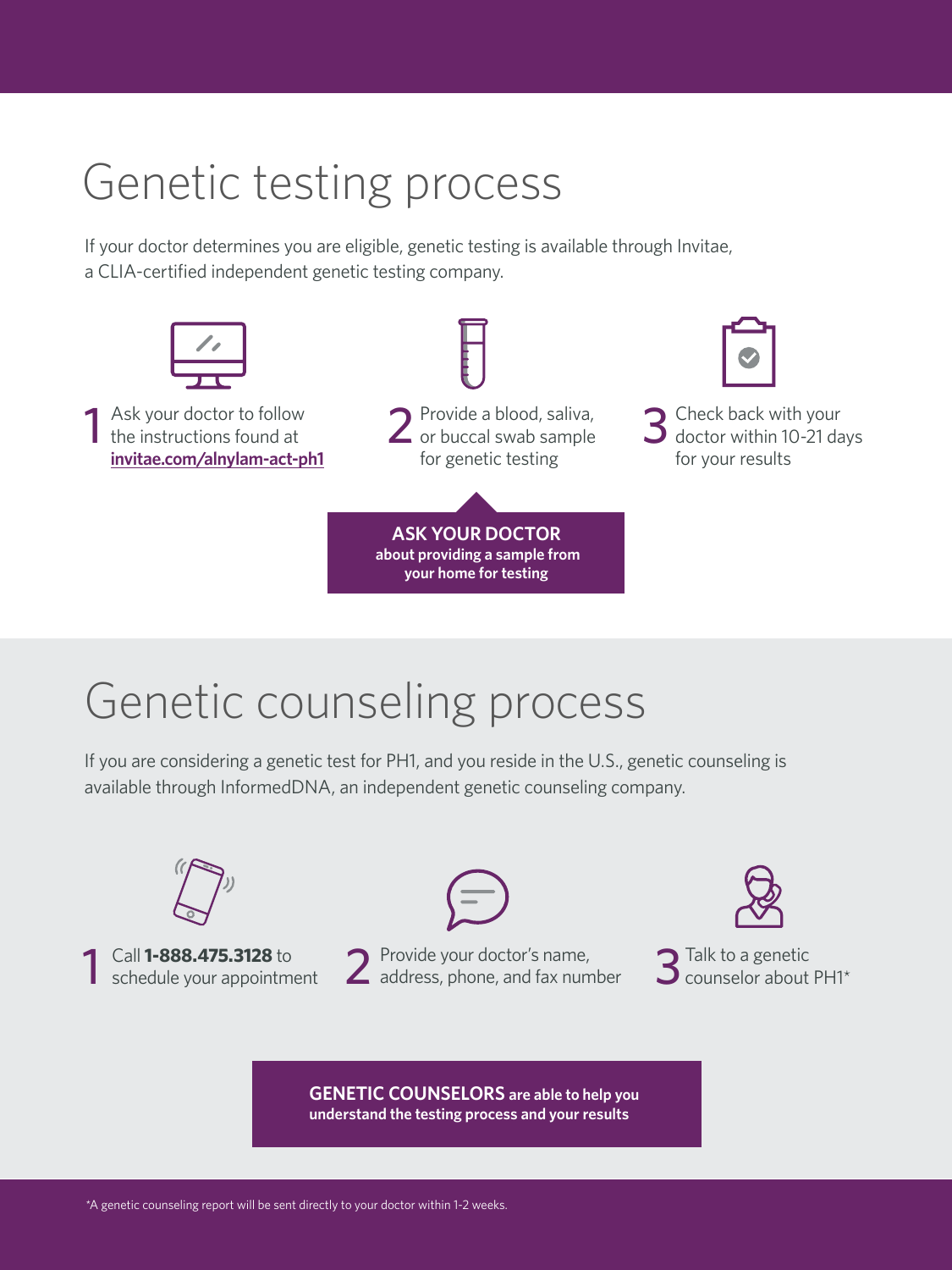# Genetic testing process

If your doctor determines you are eligible, genetic testing is available through Invitae, a CLIA-certified independent genetic testing company.

1. Ask your doctor to follow the instructions found at **invitae.com/alnylam-act-ph1**
2. Provide a blood, saliva, or buccal swab sample for genetic testing
3. Check back with your doctor within 10-21 days for your results

**ASK YOUR DOCTOR about providing a sample from your home for testing**

# Genetic counseling process

If you are considering a genetic test for PH1, and you reside in the U.S., genetic counseling is available through InformedDNA, an independent genetic counseling company.

1. Call **1-888.475.3128** to schedule your appointment
2. Provide your doctor's name, address, phone, and fax number
3. Talk to a genetic counselor about PH1*

**GENETIC COUNSELORS are able to help you understand the testing process and your results**

*A genetic counseling report will be sent directly to your doctor within 1-2 weeks.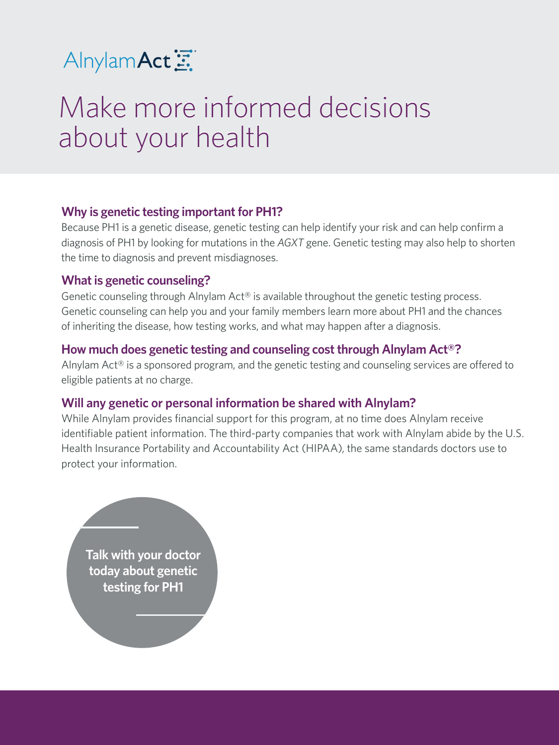AlnylamAct

# Make more informed decisions about your health

### Why is genetic testing important for PH1?

Because PH1 is a genetic disease, genetic testing can help identify your risk and can help confirm a diagnosis of PH1 by looking for mutations in the *AGXT* gene. Genetic testing may also help to shorten the time to diagnosis and prevent misdiagnoses.

### What is genetic counseling?

Genetic counseling through Alnylam Act® is available throughout the genetic testing process. Genetic counseling can help you and your family members learn more about PH1 and the chances of inheriting the disease, how testing works, and what may happen after a diagnosis.

### How much does genetic testing and counseling cost through Alnylam Act®?

Alnylam Act® is a sponsored program, and the genetic testing and counseling services are offered to eligible patients at no charge.

### Will any genetic or personal information be shared with Alnylam?

While Alnylam provides financial support for this program, at no time does Alnylam receive identifiable patient information. The third-party companies that work with Alnylam abide by the U.S. Health Insurance Portability and Accountability Act (HIPAA), the same standards doctors use to protect your information.

**Talk with your doctor today about genetic testing for PH1**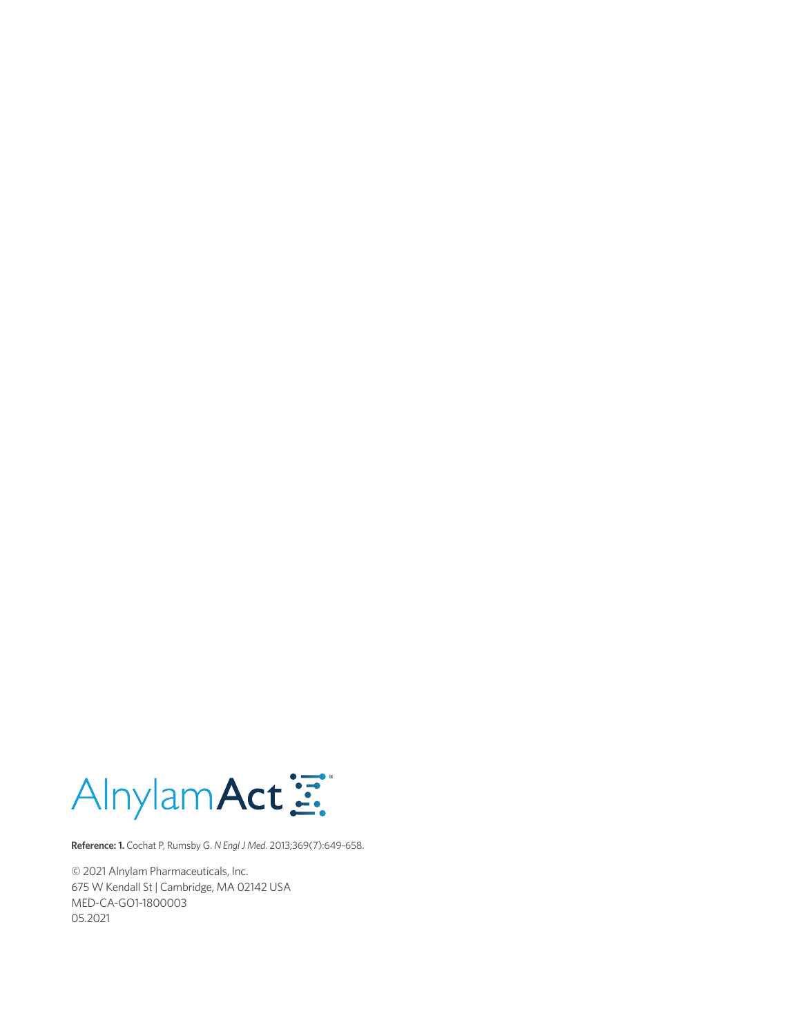AlnylamAct®

**Reference: 1.** Cochat P, Rumsby G. *N Engl J Med*. 2013;369(7):649-658.

© 2021 Alnylam Pharmaceuticals, Inc.
675 W Kendall St | Cambridge, MA 02142 USA
MED-CA-GO1-1800003
05.2021